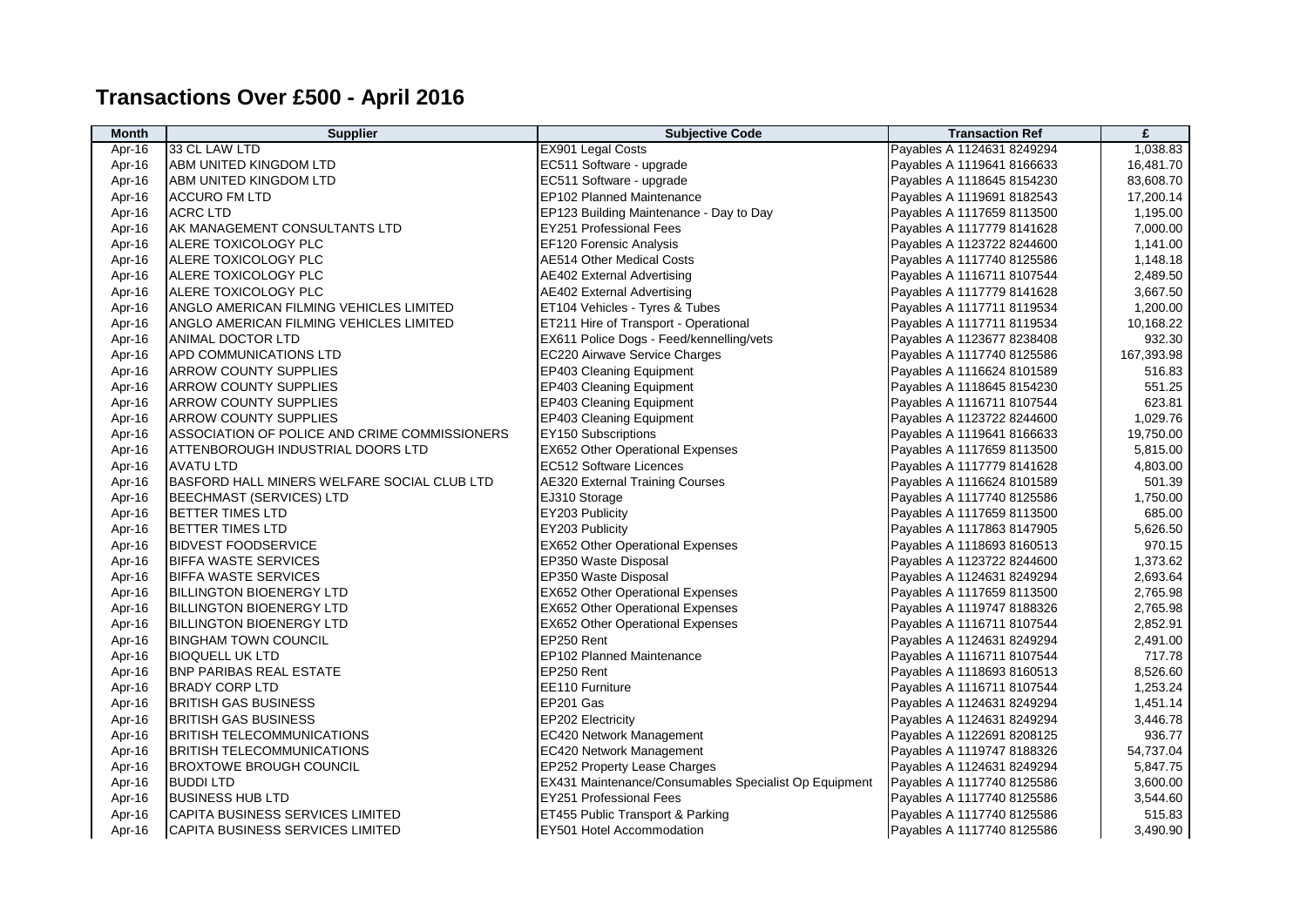# Transactions Over £500 - April 2016

| Month | Supplier | Subjective Code | Transaction Ref | £ |
|---|---|---|---|---|
| Apr-16 | 33 CL LAW LTD | EX901 Legal Costs | Payables A 1124631 8249294 | 1,038.83 |
| Apr-16 | ABM UNITED KINGDOM LTD | EC511 Software - upgrade | Payables A 1119641 8166633 | 16,481.70 |
| Apr-16 | ABM UNITED KINGDOM LTD | EC511 Software - upgrade | Payables A 1118645 8154230 | 83,608.70 |
| Apr-16 | ACCURO FM LTD | EP102 Planned Maintenance | Payables A 1119691 8182543 | 17,200.14 |
| Apr-16 | ACRC LTD | EP123 Building Maintenance - Day to Day | Payables A 1117659 8113500 | 1,195.00 |
| Apr-16 | AK MANAGEMENT CONSULTANTS LTD | EY251 Professional Fees | Payables A 1117779 8141628 | 7,000.00 |
| Apr-16 | ALERE TOXICOLOGY PLC | EF120 Forensic Analysis | Payables A 1123722 8244600 | 1,141.00 |
| Apr-16 | ALERE TOXICOLOGY PLC | AE514 Other Medical Costs | Payables A 1117740 8125586 | 1,148.18 |
| Apr-16 | ALERE TOXICOLOGY PLC | AE402 External Advertising | Payables A 1116711 8107544 | 2,489.50 |
| Apr-16 | ALERE TOXICOLOGY PLC | AE402 External Advertising | Payables A 1117779 8141628 | 3,667.50 |
| Apr-16 | ANGLO AMERICAN FILMING VEHICLES LIMITED | ET104 Vehicles - Tyres & Tubes | Payables A 1117711 8119534 | 1,200.00 |
| Apr-16 | ANGLO AMERICAN FILMING VEHICLES LIMITED | ET211 Hire of Transport - Operational | Payables A 1117711 8119534 | 10,168.22 |
| Apr-16 | ANIMAL DOCTOR LTD | EX611 Police Dogs - Feed/kennelling/vets | Payables A 1123677 8238408 | 932.30 |
| Apr-16 | APD COMMUNICATIONS LTD | EC220 Airwave Service Charges | Payables A 1117740 8125586 | 167,393.98 |
| Apr-16 | ARROW COUNTY SUPPLIES | EP403 Cleaning Equipment | Payables A 1116624 8101589 | 516.83 |
| Apr-16 | ARROW COUNTY SUPPLIES | EP403 Cleaning Equipment | Payables A 1118645 8154230 | 551.25 |
| Apr-16 | ARROW COUNTY SUPPLIES | EP403 Cleaning Equipment | Payables A 1116711 8107544 | 623.81 |
| Apr-16 | ARROW COUNTY SUPPLIES | EP403 Cleaning Equipment | Payables A 1123722 8244600 | 1,029.76 |
| Apr-16 | ASSOCIATION OF POLICE AND CRIME COMMISSIONERS | EY150 Subscriptions | Payables A 1119641 8166633 | 19,750.00 |
| Apr-16 | ATTENBOROUGH INDUSTRIAL DOORS LTD | EX652 Other Operational Expenses | Payables A 1117659 8113500 | 5,815.00 |
| Apr-16 | AVATU LTD | EC512 Software Licences | Payables A 1117779 8141628 | 4,803.00 |
| Apr-16 | BASFORD HALL MINERS WELFARE SOCIAL CLUB LTD | AE320 External Training Courses | Payables A 1116624 8101589 | 501.39 |
| Apr-16 | BEECHMAST (SERVICES) LTD | EJ310 Storage | Payables A 1117740 8125586 | 1,750.00 |
| Apr-16 | BETTER TIMES LTD | EY203 Publicity | Payables A 1117659 8113500 | 685.00 |
| Apr-16 | BETTER TIMES LTD | EY203 Publicity | Payables A 1117863 8147905 | 5,626.50 |
| Apr-16 | BIDVEST FOODSERVICE | EX652 Other Operational Expenses | Payables A 1118693 8160513 | 970.15 |
| Apr-16 | BIFFA WASTE SERVICES | EP350 Waste Disposal | Payables A 1123722 8244600 | 1,373.62 |
| Apr-16 | BIFFA WASTE SERVICES | EP350 Waste Disposal | Payables A 1124631 8249294 | 2,693.64 |
| Apr-16 | BILLINGTON BIOENERGY LTD | EX652 Other Operational Expenses | Payables A 1117659 8113500 | 2,765.98 |
| Apr-16 | BILLINGTON BIOENERGY LTD | EX652 Other Operational Expenses | Payables A 1119747 8188326 | 2,765.98 |
| Apr-16 | BILLINGTON BIOENERGY LTD | EX652 Other Operational Expenses | Payables A 1116711 8107544 | 2,852.91 |
| Apr-16 | BINGHAM TOWN COUNCIL | EP250 Rent | Payables A 1124631 8249294 | 2,491.00 |
| Apr-16 | BIOQUELL UK LTD | EP102 Planned Maintenance | Payables A 1116711 8107544 | 717.78 |
| Apr-16 | BNP PARIBAS REAL ESTATE | EP250 Rent | Payables A 1118693 8160513 | 8,526.60 |
| Apr-16 | BRADY CORP LTD | EE110 Furniture | Payables A 1116711 8107544 | 1,253.24 |
| Apr-16 | BRITISH GAS BUSINESS | EP201 Gas | Payables A 1124631 8249294 | 1,451.14 |
| Apr-16 | BRITISH GAS BUSINESS | EP202 Electricity | Payables A 1124631 8249294 | 3,446.78 |
| Apr-16 | BRITISH TELECOMMUNICATIONS | EC420 Network Management | Payables A 1122691 8208125 | 936.77 |
| Apr-16 | BRITISH TELECOMMUNICATIONS | EC420 Network Management | Payables A 1119747 8188326 | 54,737.04 |
| Apr-16 | BROXTOWE BROUGH COUNCIL | EP252 Property Lease Charges | Payables A 1124631 8249294 | 5,847.75 |
| Apr-16 | BUDDI LTD | EX431 Maintenance/Consumables Specialist Op Equipment | Payables A 1117740 8125586 | 3,600.00 |
| Apr-16 | BUSINESS HUB LTD | EY251 Professional Fees | Payables A 1117740 8125586 | 3,544.60 |
| Apr-16 | CAPITA BUSINESS SERVICES LIMITED | ET455 Public Transport & Parking | Payables A 1117740 8125586 | 515.83 |
| Apr-16 | CAPITA BUSINESS SERVICES LIMITED | EY501 Hotel Accommodation | Payables A 1117740 8125586 | 3,490.90 |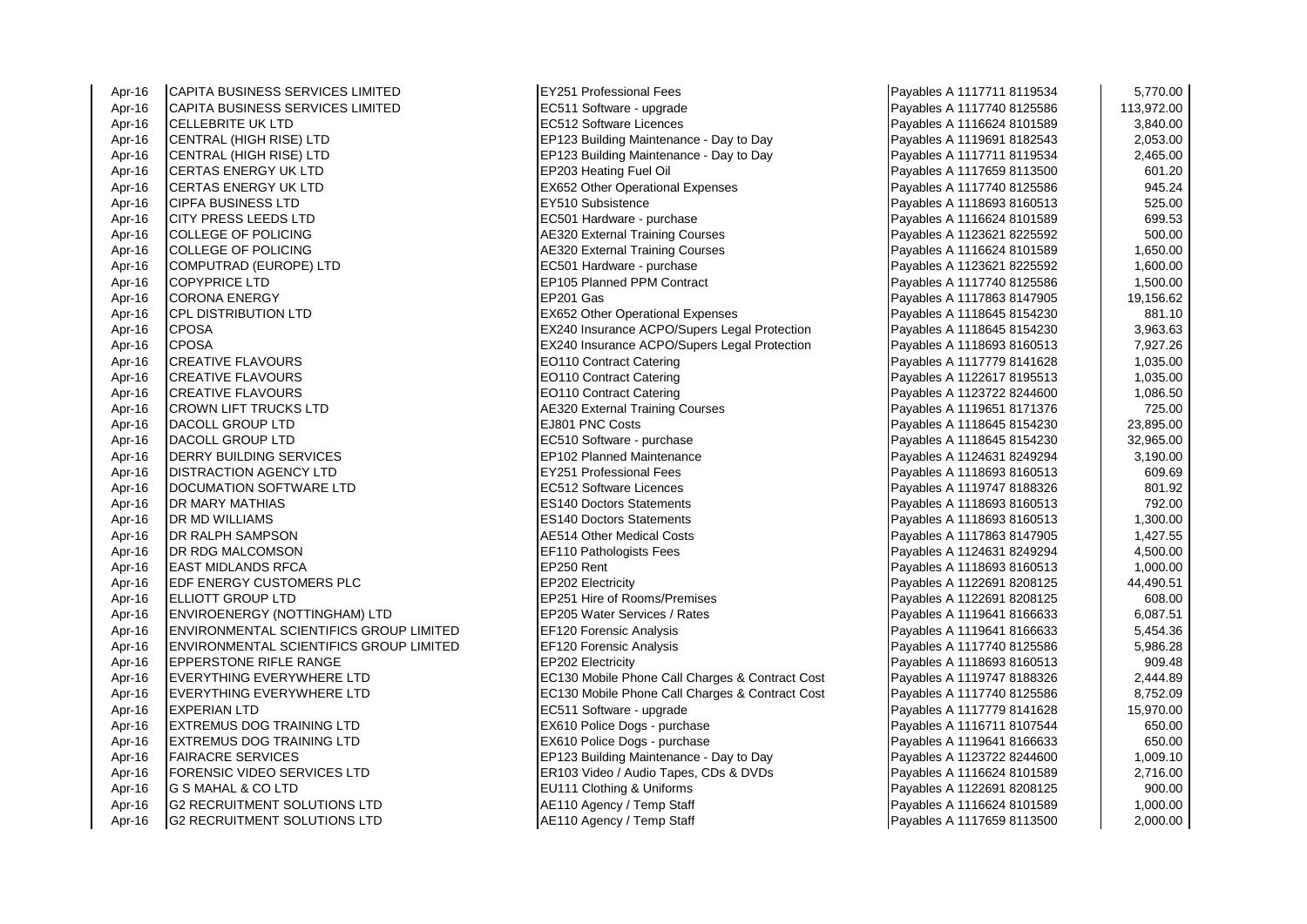| | | | | |
|---|---|---|---|---|
| Apr-16 | CAPITA BUSINESS SERVICES LIMITED | EY251 Professional Fees | Payables A 1117711 8119534 | 5,770.00 |
| Apr-16 | CAPITA BUSINESS SERVICES LIMITED | EC511 Software - upgrade | Payables A 1117740 8125586 | 113,972.00 |
| Apr-16 | CELLEBRITE UK LTD | EC512 Software Licences | Payables A 1116624 8101589 | 3,840.00 |
| Apr-16 | CENTRAL (HIGH RISE) LTD | EP123 Building Maintenance - Day to Day | Payables A 1119691 8182543 | 2,053.00 |
| Apr-16 | CENTRAL (HIGH RISE) LTD | EP123 Building Maintenance - Day to Day | Payables A 1117711 8119534 | 2,465.00 |
| Apr-16 | CERTAS ENERGY UK LTD | EP203 Heating Fuel Oil | Payables A 1117659 8113500 | 601.20 |
| Apr-16 | CERTAS ENERGY UK LTD | EX652 Other Operational Expenses | Payables A 1117740 8125586 | 945.24 |
| Apr-16 | CIPFA BUSINESS LTD | EY510 Subsistence | Payables A 1118693 8160513 | 525.00 |
| Apr-16 | CITY PRESS LEEDS LTD | EC501 Hardware - purchase | Payables A 1116624 8101589 | 699.53 |
| Apr-16 | COLLEGE OF POLICING | AE320 External Training Courses | Payables A 1123621 8225592 | 500.00 |
| Apr-16 | COLLEGE OF POLICING | AE320 External Training Courses | Payables A 1116624 8101589 | 1,650.00 |
| Apr-16 | COMPUTRAD (EUROPE) LTD | EC501 Hardware - purchase | Payables A 1123621 8225592 | 1,600.00 |
| Apr-16 | COPYPRICE LTD | EP105 Planned PPM Contract | Payables A 1117740 8125586 | 1,500.00 |
| Apr-16 | CORONA ENERGY | EP201 Gas | Payables A 1117863 8147905 | 19,156.62 |
| Apr-16 | CPL DISTRIBUTION LTD | EX652 Other Operational Expenses | Payables A 1118645 8154230 | 881.10 |
| Apr-16 | CPOSA | EX240 Insurance ACPO/Supers Legal Protection | Payables A 1118645 8154230 | 3,963.63 |
| Apr-16 | CPOSA | EX240 Insurance ACPO/Supers Legal Protection | Payables A 1118693 8160513 | 7,927.26 |
| Apr-16 | CREATIVE FLAVOURS | EO110 Contract Catering | Payables A 1117779 8141628 | 1,035.00 |
| Apr-16 | CREATIVE FLAVOURS | EO110 Contract Catering | Payables A 1122617 8195513 | 1,035.00 |
| Apr-16 | CREATIVE FLAVOURS | EO110 Contract Catering | Payables A 1123722 8244600 | 1,086.50 |
| Apr-16 | CROWN LIFT TRUCKS LTD | AE320 External Training Courses | Payables A 1119651 8171376 | 725.00 |
| Apr-16 | DACOLL GROUP LTD | EJ801 PNC Costs | Payables A 1118645 8154230 | 23,895.00 |
| Apr-16 | DACOLL GROUP LTD | EC510 Software - purchase | Payables A 1118645 8154230 | 32,965.00 |
| Apr-16 | DERRY BUILDING SERVICES | EP102 Planned Maintenance | Payables A 1124631 8249294 | 3,190.00 |
| Apr-16 | DISTRACTION AGENCY LTD | EY251 Professional Fees | Payables A 1118693 8160513 | 609.69 |
| Apr-16 | DOCUMATION SOFTWARE LTD | EC512 Software Licences | Payables A 1119747 8188326 | 801.92 |
| Apr-16 | DR MARY MATHIAS | ES140 Doctors Statements | Payables A 1118693 8160513 | 792.00 |
| Apr-16 | DR MD WILLIAMS | ES140 Doctors Statements | Payables A 1118693 8160513 | 1,300.00 |
| Apr-16 | DR RALPH SAMPSON | AE514 Other Medical Costs | Payables A 1117863 8147905 | 1,427.55 |
| Apr-16 | DR RDG MALCOMSON | EF110 Pathologists Fees | Payables A 1124631 8249294 | 4,500.00 |
| Apr-16 | EAST MIDLANDS RFCA | EP250 Rent | Payables A 1118693 8160513 | 1,000.00 |
| Apr-16 | EDF ENERGY CUSTOMERS PLC | EP202 Electricity | Payables A 1122691 8208125 | 44,490.51 |
| Apr-16 | ELLIOTT GROUP LTD | EP251 Hire of Rooms/Premises | Payables A 1122691 8208125 | 608.00 |
| Apr-16 | ENVIROENERGY (NOTTINGHAM) LTD | EP205 Water Services / Rates | Payables A 1119641 8166633 | 6,087.51 |
| Apr-16 | ENVIRONMENTAL SCIENTIFICS GROUP LIMITED | EF120 Forensic Analysis | Payables A 1119641 8166633 | 5,454.36 |
| Apr-16 | ENVIRONMENTAL SCIENTIFICS GROUP LIMITED | EF120 Forensic Analysis | Payables A 1117740 8125586 | 5,986.28 |
| Apr-16 | EPPERSTONE RIFLE RANGE | EP202 Electricity | Payables A 1118693 8160513 | 909.48 |
| Apr-16 | EVERYTHING EVERYWHERE LTD | EC130 Mobile Phone Call Charges & Contract Cost | Payables A 1119747 8188326 | 2,444.89 |
| Apr-16 | EVERYTHING EVERYWHERE LTD | EC130 Mobile Phone Call Charges & Contract Cost | Payables A 1117740 8125586 | 8,752.09 |
| Apr-16 | EXPERIAN LTD | EC511 Software - upgrade | Payables A 1117779 8141628 | 15,970.00 |
| Apr-16 | EXTREMUS DOG TRAINING LTD | EX610 Police Dogs - purchase | Payables A 1116711 8107544 | 650.00 |
| Apr-16 | EXTREMUS DOG TRAINING LTD | EX610 Police Dogs - purchase | Payables A 1119641 8166633 | 650.00 |
| Apr-16 | FAIRACRE SERVICES | EP123 Building Maintenance - Day to Day | Payables A 1123722 8244600 | 1,009.10 |
| Apr-16 | FORENSIC VIDEO SERVICES LTD | ER103 Video / Audio Tapes, CDs & DVDs | Payables A 1116624 8101589 | 2,716.00 |
| Apr-16 | G S MAHAL & CO LTD | EU111 Clothing & Uniforms | Payables A 1122691 8208125 | 900.00 |
| Apr-16 | G2 RECRUITMENT SOLUTIONS LTD | AE110 Agency / Temp Staff | Payables A 1116624 8101589 | 1,000.00 |
| Apr-16 | G2 RECRUITMENT SOLUTIONS LTD | AE110 Agency / Temp Staff | Payables A 1117659 8113500 | 2,000.00 |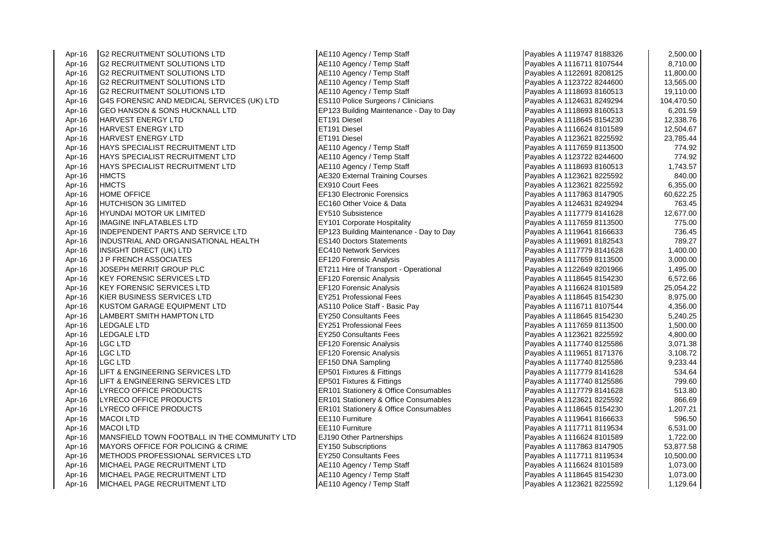| | | | | |
|---|---|---|---|---|
| Apr-16 | G2 RECRUITMENT SOLUTIONS LTD | AE110 Agency / Temp Staff | Payables A 1119747 8188326 | 2,500.00 |
| Apr-16 | G2 RECRUITMENT SOLUTIONS LTD | AE110 Agency / Temp Staff | Payables A 1116711 8107544 | 8,710.00 |
| Apr-16 | G2 RECRUITMENT SOLUTIONS LTD | AE110 Agency / Temp Staff | Payables A 1122691 8208125 | 11,800.00 |
| Apr-16 | G2 RECRUITMENT SOLUTIONS LTD | AE110 Agency / Temp Staff | Payables A 1123722 8244600 | 13,565.00 |
| Apr-16 | G2 RECRUITMENT SOLUTIONS LTD | AE110 Agency / Temp Staff | Payables A 1118693 8160513 | 19,110.00 |
| Apr-16 | G4S FORENSIC AND MEDICAL SERVICES (UK) LTD | ES110 Police Surgeons / Clinicians | Payables A 1124631 8249294 | 104,470.50 |
| Apr-16 | GEO HANSON & SONS HUCKNALL LTD | EP123 Building Maintenance - Day to Day | Payables A 1118693 8160513 | 6,201.59 |
| Apr-16 | HARVEST ENERGY LTD | ET191 Diesel | Payables A 1118645 8154230 | 12,338.76 |
| Apr-16 | HARVEST ENERGY LTD | ET191 Diesel | Payables A 1116624 8101589 | 12,504.67 |
| Apr-16 | HARVEST ENERGY LTD | ET191 Diesel | Payables A 1123621 8225592 | 23,785.44 |
| Apr-16 | HAYS SPECIALIST RECRUITMENT LTD | AE110 Agency / Temp Staff | Payables A 1117659 8113500 | 774.92 |
| Apr-16 | HAYS SPECIALIST RECRUITMENT LTD | AE110 Agency / Temp Staff | Payables A 1123722 8244600 | 774.92 |
| Apr-16 | HAYS SPECIALIST RECRUITMENT LTD | AE110 Agency / Temp Staff | Payables A 1118693 8160513 | 1,743.57 |
| Apr-16 | HMCTS | AE320 External Training Courses | Payables A 1123621 8225592 | 840.00 |
| Apr-16 | HMCTS | EX910 Court Fees | Payables A 1123621 8225592 | 6,355.00 |
| Apr-16 | HOME OFFICE | EF130 Electronic Forensics | Payables A 1117863 8147905 | 60,622.25 |
| Apr-16 | HUTCHISON 3G LIMITED | EC160 Other Voice & Data | Payables A 1124631 8249294 | 763.45 |
| Apr-16 | HYUNDAI MOTOR UK LIMITED | EY510 Subsistence | Payables A 1117779 8141628 | 12,677.00 |
| Apr-16 | IMAGINE INFLATABLES LTD | EY101 Corporate Hospitality | Payables A 1117659 8113500 | 775.00 |
| Apr-16 | INDEPENDENT PARTS AND SERVICE LTD | EP123 Building Maintenance - Day to Day | Payables A 1119641 8166633 | 736.45 |
| Apr-16 | INDUSTRIAL AND ORGANISATIONAL HEALTH | ES140 Doctors Statements | Payables A 1119691 8182543 | 789.27 |
| Apr-16 | INSIGHT DIRECT (UK) LTD | EC410 Network Services | Payables A 1117779 8141628 | 1,400.00 |
| Apr-16 | J P FRENCH ASSOCIATES | EF120 Forensic Analysis | Payables A 1117659 8113500 | 3,000.00 |
| Apr-16 | JOSEPH MERRIT GROUP PLC | ET211 Hire of Transport - Operational | Payables A 1122649 8201966 | 1,495.00 |
| Apr-16 | KEY FORENSIC SERVICES LTD | EF120 Forensic Analysis | Payables A 1118645 8154230 | 6,572.66 |
| Apr-16 | KEY FORENSIC SERVICES LTD | EF120 Forensic Analysis | Payables A 1116624 8101589 | 25,054.22 |
| Apr-16 | KIER BUSINESS SERVICES LTD | EY251 Professional Fees | Payables A 1118645 8154230 | 8,975.00 |
| Apr-16 | KUSTOM GARAGE EQUIPMENT LTD | AS110 Police Staff - Basic Pay | Payables A 1116711 8107544 | 4,356.00 |
| Apr-16 | LAMBERT SMITH HAMPTON LTD | EY250 Consultants Fees | Payables A 1118645 8154230 | 5,240.25 |
| Apr-16 | LEDGALE LTD | EY251 Professional Fees | Payables A 1117659 8113500 | 1,500.00 |
| Apr-16 | LEDGALE LTD | EY250 Consultants Fees | Payables A 1123621 8225592 | 4,800.00 |
| Apr-16 | LGC LTD | EF120 Forensic Analysis | Payables A 1117740 8125586 | 3,071.38 |
| Apr-16 | LGC LTD | EF120 Forensic Analysis | Payables A 1119651 8171376 | 3,108.72 |
| Apr-16 | LGC LTD | EF150 DNA Sampling | Payables A 1117740 8125586 | 9,233.44 |
| Apr-16 | LIFT & ENGINEERING SERVICES LTD | EP501 Fixtures & Fittings | Payables A 1117779 8141628 | 534.64 |
| Apr-16 | LIFT & ENGINEERING SERVICES LTD | EP501 Fixtures & Fittings | Payables A 1117740 8125586 | 799.60 |
| Apr-16 | LYRECO OFFICE PRODUCTS | ER101 Stationery & Office Consumables | Payables A 1117779 8141628 | 513.80 |
| Apr-16 | LYRECO OFFICE PRODUCTS | ER101 Stationery & Office Consumables | Payables A 1123621 8225592 | 866.69 |
| Apr-16 | LYRECO OFFICE PRODUCTS | ER101 Stationery & Office Consumables | Payables A 1118645 8154230 | 1,207.21 |
| Apr-16 | MACOI LTD | EE110 Furniture | Payables A 1119641 8166633 | 596.50 |
| Apr-16 | MACOI LTD | EE110 Furniture | Payables A 1117711 8119534 | 6,531.00 |
| Apr-16 | MANSFIELD TOWN FOOTBALL IN THE COMMUNITY LTD | EJ190 Other Partnerships | Payables A 1116624 8101589 | 1,722.00 |
| Apr-16 | MAYORS OFFICE FOR POLICING & CRIME | EY150 Subscriptions | Payables A 1117863 8147905 | 53,877.58 |
| Apr-16 | METHODS PROFESSIONAL SERVICES LTD | EY250 Consultants Fees | Payables A 1117711 8119534 | 10,500.00 |
| Apr-16 | MICHAEL PAGE RECRUITMENT LTD | AE110 Agency / Temp Staff | Payables A 1116624 8101589 | 1,073.00 |
| Apr-16 | MICHAEL PAGE RECRUITMENT LTD | AE110 Agency / Temp Staff | Payables A 1118645 8154230 | 1,073.00 |
| Apr-16 | MICHAEL PAGE RECRUITMENT LTD | AE110 Agency / Temp Staff | Payables A 1123621 8225592 | 1,129.64 |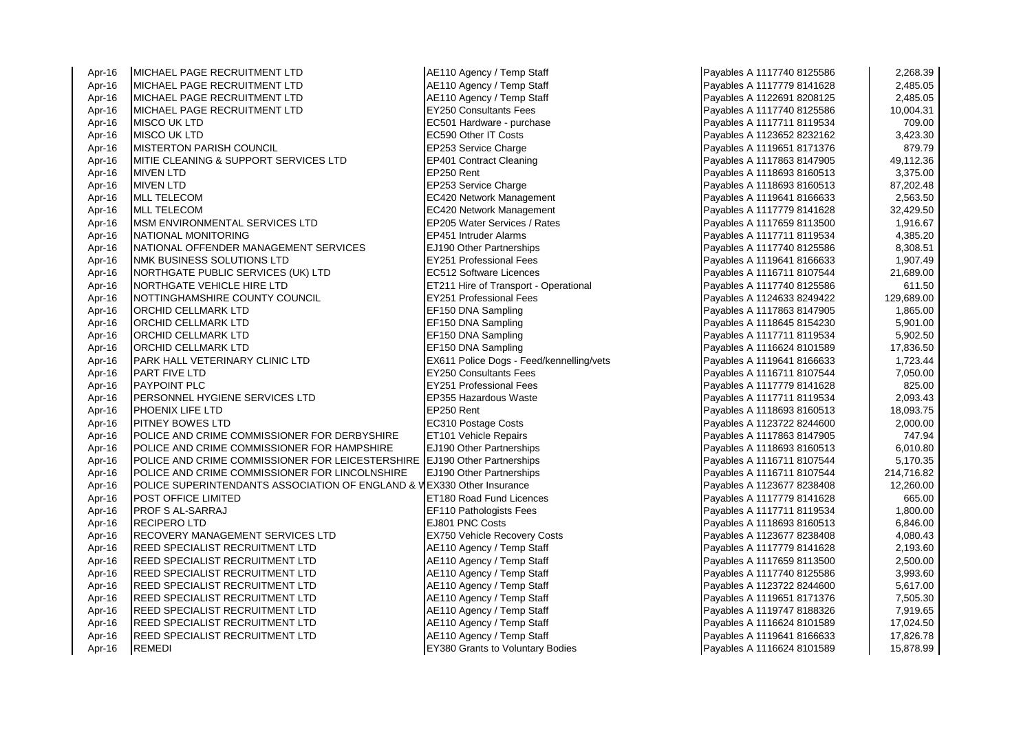| | | | | |
|---|---|---|---|---|
| Apr-16 | MICHAEL PAGE RECRUITMENT LTD | AE110 Agency / Temp Staff | Payables A 1117740 8125586 | 2,268.39 |
| Apr-16 | MICHAEL PAGE RECRUITMENT LTD | AE110 Agency / Temp Staff | Payables A 1117779 8141628 | 2,485.05 |
| Apr-16 | MICHAEL PAGE RECRUITMENT LTD | AE110 Agency / Temp Staff | Payables A 1122691 8208125 | 2,485.05 |
| Apr-16 | MICHAEL PAGE RECRUITMENT LTD | EY250 Consultants Fees | Payables A 1117740 8125586 | 10,004.31 |
| Apr-16 | MISCO UK LTD | EC501 Hardware - purchase | Payables A 1117711 8119534 | 709.00 |
| Apr-16 | MISCO UK LTD | EC590 Other IT Costs | Payables A 1123652 8232162 | 3,423.30 |
| Apr-16 | MISTERTON PARISH COUNCIL | EP253 Service Charge | Payables A 1119651 8171376 | 879.79 |
| Apr-16 | MITIE CLEANING & SUPPORT SERVICES LTD | EP401 Contract Cleaning | Payables A 1117863 8147905 | 49,112.36 |
| Apr-16 | MIVEN LTD | EP250 Rent | Payables A 1118693 8160513 | 3,375.00 |
| Apr-16 | MIVEN LTD | EP253 Service Charge | Payables A 1118693 8160513 | 87,202.48 |
| Apr-16 | MLL TELECOM | EC420 Network Management | Payables A 1119641 8166633 | 2,563.50 |
| Apr-16 | MLL TELECOM | EC420 Network Management | Payables A 1117779 8141628 | 32,429.50 |
| Apr-16 | MSM ENVIRONMENTAL SERVICES LTD | EP205 Water Services / Rates | Payables A 1117659 8113500 | 1,916.67 |
| Apr-16 | NATIONAL MONITORING | EP451 Intruder Alarms | Payables A 1117711 8119534 | 4,385.20 |
| Apr-16 | NATIONAL OFFENDER MANAGEMENT SERVICES | EJ190 Other Partnerships | Payables A 1117740 8125586 | 8,308.51 |
| Apr-16 | NMK BUSINESS SOLUTIONS LTD | EY251 Professional Fees | Payables A 1119641 8166633 | 1,907.49 |
| Apr-16 | NORTHGATE PUBLIC SERVICES (UK) LTD | EC512 Software Licences | Payables A 1116711 8107544 | 21,689.00 |
| Apr-16 | NORTHGATE VEHICLE HIRE LTD | ET211 Hire of Transport - Operational | Payables A 1117740 8125586 | 611.50 |
| Apr-16 | NOTTINGHAMSHIRE COUNTY COUNCIL | EY251 Professional Fees | Payables A 1124633 8249422 | 129,689.00 |
| Apr-16 | ORCHID CELLMARK LTD | EF150 DNA Sampling | Payables A 1117863 8147905 | 1,865.00 |
| Apr-16 | ORCHID CELLMARK LTD | EF150 DNA Sampling | Payables A 1118645 8154230 | 5,901.00 |
| Apr-16 | ORCHID CELLMARK LTD | EF150 DNA Sampling | Payables A 1117711 8119534 | 5,902.50 |
| Apr-16 | ORCHID CELLMARK LTD | EF150 DNA Sampling | Payables A 1116624 8101589 | 17,836.50 |
| Apr-16 | PARK HALL VETERINARY CLINIC LTD | EX611 Police Dogs - Feed/kennelling/vets | Payables A 1119641 8166633 | 1,723.44 |
| Apr-16 | PART FIVE LTD | EY250 Consultants Fees | Payables A 1116711 8107544 | 7,050.00 |
| Apr-16 | PAYPOINT PLC | EY251 Professional Fees | Payables A 1117779 8141628 | 825.00 |
| Apr-16 | PERSONNEL HYGIENE SERVICES LTD | EP355 Hazardous Waste | Payables A 1117711 8119534 | 2,093.43 |
| Apr-16 | PHOENIX LIFE LTD | EP250 Rent | Payables A 1118693 8160513 | 18,093.75 |
| Apr-16 | PITNEY BOWES LTD | EC310 Postage Costs | Payables A 1123722 8244600 | 2,000.00 |
| Apr-16 | POLICE AND CRIME COMMISSIONER FOR DERBYSHIRE | ET101 Vehicle Repairs | Payables A 1117863 8147905 | 747.94 |
| Apr-16 | POLICE AND CRIME COMMISSIONER FOR HAMPSHIRE | EJ190 Other Partnerships | Payables A 1118693 8160513 | 6,010.80 |
| Apr-16 | POLICE AND CRIME COMMISSIONER FOR LEICESTERSHIRE | EJ190 Other Partnerships | Payables A 1116711 8107544 | 5,170.35 |
| Apr-16 | POLICE AND CRIME COMMISSIONER FOR LINCOLNSHIRE | EJ190 Other Partnerships | Payables A 1116711 8107544 | 214,716.82 |
| Apr-16 | POLICE SUPERINTENDANTS ASSOCIATION OF ENGLAND & W | EX330 Other Insurance | Payables A 1123677 8238408 | 12,260.00 |
| Apr-16 | POST OFFICE LIMITED | ET180 Road Fund Licences | Payables A 1117779 8141628 | 665.00 |
| Apr-16 | PROF S AL-SARRAJ | EF110 Pathologists Fees | Payables A 1117711 8119534 | 1,800.00 |
| Apr-16 | RECIPERO LTD | EJ801 PNC Costs | Payables A 1118693 8160513 | 6,846.00 |
| Apr-16 | RECOVERY MANAGEMENT SERVICES LTD | EX750 Vehicle Recovery Costs | Payables A 1123677 8238408 | 4,080.43 |
| Apr-16 | REED SPECIALIST RECRUITMENT LTD | AE110 Agency / Temp Staff | Payables A 1117779 8141628 | 2,193.60 |
| Apr-16 | REED SPECIALIST RECRUITMENT LTD | AE110 Agency / Temp Staff | Payables A 1117659 8113500 | 2,500.00 |
| Apr-16 | REED SPECIALIST RECRUITMENT LTD | AE110 Agency / Temp Staff | Payables A 1117740 8125586 | 3,993.60 |
| Apr-16 | REED SPECIALIST RECRUITMENT LTD | AE110 Agency / Temp Staff | Payables A 1123722 8244600 | 5,617.00 |
| Apr-16 | REED SPECIALIST RECRUITMENT LTD | AE110 Agency / Temp Staff | Payables A 1119651 8171376 | 7,505.30 |
| Apr-16 | REED SPECIALIST RECRUITMENT LTD | AE110 Agency / Temp Staff | Payables A 1119747 8188326 | 7,919.65 |
| Apr-16 | REED SPECIALIST RECRUITMENT LTD | AE110 Agency / Temp Staff | Payables A 1116624 8101589 | 17,024.50 |
| Apr-16 | REED SPECIALIST RECRUITMENT LTD | AE110 Agency / Temp Staff | Payables A 1119641 8166633 | 17,826.78 |
| Apr-16 | REMEDI | EY380 Grants to Voluntary Bodies | Payables A 1116624 8101589 | 15,878.99 |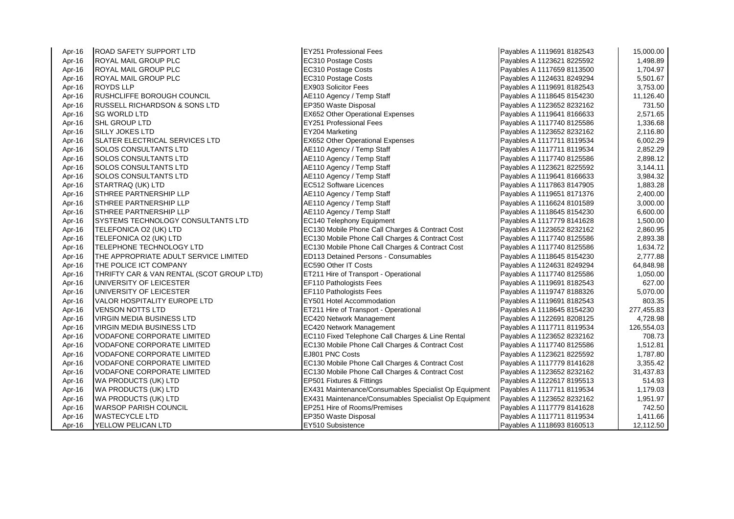| | | | | |
|---|---|---|---|---|
| Apr-16 | ROAD SAFETY SUPPORT LTD | EY251 Professional Fees | Payables A 1119691 8182543 | 15,000.00 |
| Apr-16 | ROYAL MAIL GROUP PLC | EC310 Postage Costs | Payables A 1123621 8225592 | 1,498.89 |
| Apr-16 | ROYAL MAIL GROUP PLC | EC310 Postage Costs | Payables A 1117659 8113500 | 1,704.97 |
| Apr-16 | ROYAL MAIL GROUP PLC | EC310 Postage Costs | Payables A 1124631 8249294 | 5,501.67 |
| Apr-16 | ROYDS LLP | EX903 Solicitor Fees | Payables A 1119691 8182543 | 3,753.00 |
| Apr-16 | RUSHCLIFFE BOROUGH COUNCIL | AE110 Agency / Temp Staff | Payables A 1118645 8154230 | 11,126.40 |
| Apr-16 | RUSSELL RICHARDSON & SONS LTD | EP350 Waste Disposal | Payables A 1123652 8232162 | 731.50 |
| Apr-16 | SG WORLD LTD | EX652 Other Operational Expenses | Payables A 1119641 8166633 | 2,571.65 |
| Apr-16 | SHL GROUP LTD | EY251 Professional Fees | Payables A 1117740 8125586 | 1,336.68 |
| Apr-16 | SILLY JOKES LTD | EY204 Marketing | Payables A 1123652 8232162 | 2,116.80 |
| Apr-16 | SLATER ELECTRICAL SERVICES LTD | EX652 Other Operational Expenses | Payables A 1117711 8119534 | 6,002.29 |
| Apr-16 | SOLOS CONSULTANTS LTD | AE110 Agency / Temp Staff | Payables A 1117711 8119534 | 2,852.29 |
| Apr-16 | SOLOS CONSULTANTS LTD | AE110 Agency / Temp Staff | Payables A 1117740 8125586 | 2,898.12 |
| Apr-16 | SOLOS CONSULTANTS LTD | AE110 Agency / Temp Staff | Payables A 1123621 8225592 | 3,144.11 |
| Apr-16 | SOLOS CONSULTANTS LTD | AE110 Agency / Temp Staff | Payables A 1119641 8166633 | 3,984.32 |
| Apr-16 | STARTRAQ (UK) LTD | EC512 Software Licences | Payables A 1117863 8147905 | 1,883.28 |
| Apr-16 | STHREE PARTNERSHIP LLP | AE110 Agency / Temp Staff | Payables A 1119651 8171376 | 2,400.00 |
| Apr-16 | STHREE PARTNERSHIP LLP | AE110 Agency / Temp Staff | Payables A 1116624 8101589 | 3,000.00 |
| Apr-16 | STHREE PARTNERSHIP LLP | AE110 Agency / Temp Staff | Payables A 1118645 8154230 | 6,600.00 |
| Apr-16 | SYSTEMS TECHNOLOGY CONSULTANTS LTD | EC140 Telephony Equipment | Payables A 1117779 8141628 | 1,500.00 |
| Apr-16 | TELEFONICA O2 (UK) LTD | EC130 Mobile Phone Call Charges & Contract Cost | Payables A 1123652 8232162 | 2,860.95 |
| Apr-16 | TELEFONICA O2 (UK) LTD | EC130 Mobile Phone Call Charges & Contract Cost | Payables A 1117740 8125586 | 2,893.38 |
| Apr-16 | TELEPHONE TECHNOLOGY LTD | EC130 Mobile Phone Call Charges & Contract Cost | Payables A 1117740 8125586 | 1,634.72 |
| Apr-16 | THE APPROPRIATE ADULT SERVICE LIMITED | ED113 Detained Persons - Consumables | Payables A 1118645 8154230 | 2,777.88 |
| Apr-16 | THE POLICE ICT COMPANY | EC590 Other IT Costs | Payables A 1124631 8249294 | 64,848.98 |
| Apr-16 | THRIFTY CAR & VAN RENTAL (SCOT GROUP LTD) | ET211 Hire of Transport - Operational | Payables A 1117740 8125586 | 1,050.00 |
| Apr-16 | UNIVERSITY OF LEICESTER | EF110 Pathologists Fees | Payables A 1119691 8182543 | 627.00 |
| Apr-16 | UNIVERSITY OF LEICESTER | EF110 Pathologists Fees | Payables A 1119747 8188326 | 5,070.00 |
| Apr-16 | VALOR HOSPITALITY EUROPE LTD | EY501 Hotel Accommodation | Payables A 1119691 8182543 | 803.35 |
| Apr-16 | VENSON NOTTS LTD | ET211 Hire of Transport - Operational | Payables A 1118645 8154230 | 277,455.83 |
| Apr-16 | VIRGIN MEDIA BUSINESS LTD | EC420 Network Management | Payables A 1122691 8208125 | 4,728.98 |
| Apr-16 | VIRGIN MEDIA BUSINESS LTD | EC420 Network Management | Payables A 1117711 8119534 | 126,554.03 |
| Apr-16 | VODAFONE CORPORATE LIMITED | EC110 Fixed Telephone Call Charges & Line Rental | Payables A 1123652 8232162 | 708.73 |
| Apr-16 | VODAFONE CORPORATE LIMITED | EC130 Mobile Phone Call Charges & Contract Cost | Payables A 1117740 8125586 | 1,512.81 |
| Apr-16 | VODAFONE CORPORATE LIMITED | EJ801 PNC Costs | Payables A 1123621 8225592 | 1,787.80 |
| Apr-16 | VODAFONE CORPORATE LIMITED | EC130 Mobile Phone Call Charges & Contract Cost | Payables A 1117779 8141628 | 3,355.42 |
| Apr-16 | VODAFONE CORPORATE LIMITED | EC130 Mobile Phone Call Charges & Contract Cost | Payables A 1123652 8232162 | 31,437.83 |
| Apr-16 | WA PRODUCTS (UK) LTD | EP501 Fixtures & Fittings | Payables A 1122617 8195513 | 514.93 |
| Apr-16 | WA PRODUCTS (UK) LTD | EX431 Maintenance/Consumables Specialist Op Equipment | Payables A 1117711 8119534 | 1,179.03 |
| Apr-16 | WA PRODUCTS (UK) LTD | EX431 Maintenance/Consumables Specialist Op Equipment | Payables A 1123652 8232162 | 1,951.97 |
| Apr-16 | WARSOP PARISH COUNCIL | EP251 Hire of Rooms/Premises | Payables A 1117779 8141628 | 742.50 |
| Apr-16 | WASTECYCLE LTD | EP350 Waste Disposal | Payables A 1117711 8119534 | 1,411.66 |
| Apr-16 | YELLOW PELICAN LTD | EY510 Subsistence | Payables A 1118693 8160513 | 12,112.50 |